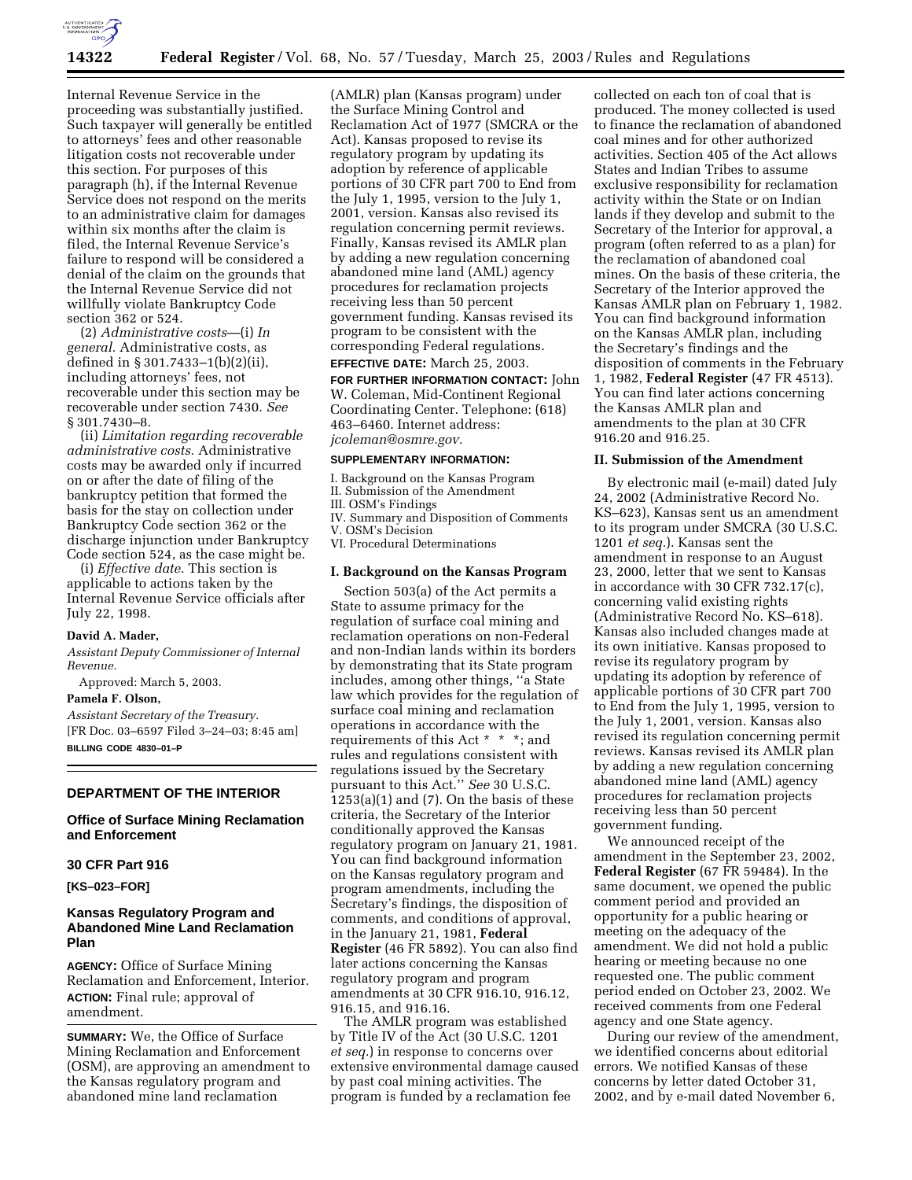Internal Revenue Service in the proceeding was substantially justified. Such taxpayer will generally be entitled to attorneys' fees and other reasonable litigation costs not recoverable under this section. For purposes of this paragraph (h), if the Internal Revenue Service does not respond on the merits to an administrative claim for damages within six months after the claim is filed, the Internal Revenue Service's failure to respond will be considered a denial of the claim on the grounds that the Internal Revenue Service did not willfully violate Bankruptcy Code section 362 or 524.

(2) *Administrative costs*—(i) *In general.* Administrative costs, as defined in § 301.7433–1(b)(2)(ii), including attorneys' fees, not recoverable under this section may be recoverable under section 7430. *See* § 301.7430–8.

(ii) *Limitation regarding recoverable administrative costs.* Administrative costs may be awarded only if incurred on or after the date of filing of the bankruptcy petition that formed the basis for the stay on collection under Bankruptcy Code section 362 or the discharge injunction under Bankruptcy Code section 524, as the case might be.

(i) *Effective date.* This section is applicable to actions taken by the Internal Revenue Service officials after July 22, 1998.

**David A. Mader,**

*Assistant Deputy Commissioner of Internal Revenue.*

Approved: March 5, 2003.

**Pamela F. Olson,**

*Assistant Secretary of the Treasury.*

[FR Doc. 03–6597 Filed 3–24–03; 8:45 am]

**BILLING CODE 4830–01–P**

## DEPARTMENT OF THE INTERIOR

### Office of Surface Mining Reclamation and Enforcement

### 30 CFR Part 916

**[KS–023–FOR]**

### Kansas Regulatory Program and Abandoned Mine Land Reclamation Plan

**AGENCY:** Office of Surface Mining Reclamation and Enforcement, Interior.

**ACTION:** Final rule; approval of amendment.

**SUMMARY:** We, the Office of Surface Mining Reclamation and Enforcement (OSM), are approving an amendment to the Kansas regulatory program and abandoned mine land reclamation (AMLR) plan (Kansas program) under the Surface Mining Control and Reclamation Act of 1977 (SMCRA or the Act). Kansas proposed to revise its regulatory program by updating its adoption by reference of applicable portions of 30 CFR part 700 to End from the July 1, 1995, version to the July 1, 2001, version. Kansas also revised its regulation concerning permit reviews. Finally, Kansas revised its AMLR plan by adding a new regulation concerning abandoned mine land (AML) agency procedures for reclamation projects receiving less than 50 percent government funding. Kansas revised its program to be consistent with the corresponding Federal regulations.

**EFFECTIVE DATE:** March 25, 2003.

**FOR FURTHER INFORMATION CONTACT:** John W. Coleman, Mid-Continent Regional Coordinating Center. Telephone: (618) 463–6460. Internet address: *jcoleman@osmre.gov.*

**SUPPLEMENTARY INFORMATION:**

I. Background on the Kansas Program
II. Submission of the Amendment
III. OSM's Findings
IV. Summary and Disposition of Comments
V. OSM's Decision
VI. Procedural Determinations

### I. Background on the Kansas Program

Section 503(a) of the Act permits a State to assume primacy for the regulation of surface coal mining and reclamation operations on non-Federal and non-Indian lands within its borders by demonstrating that its State program includes, among other things, "a State law which provides for the regulation of surface coal mining and reclamation operations in accordance with the requirements of this Act * * *; and rules and regulations consistent with regulations issued by the Secretary pursuant to this Act." *See* 30 U.S.C. 1253(a)(1) and (7). On the basis of these criteria, the Secretary of the Interior conditionally approved the Kansas regulatory program on January 21, 1981. You can find background information on the Kansas regulatory program and program amendments, including the Secretary's findings, the disposition of comments, and conditions of approval, in the January 21, 1981, **Federal Register** (46 FR 5892). You can also find later actions concerning the Kansas regulatory program and program amendments at 30 CFR 916.10, 916.12, 916.15, and 916.16.

The AMLR program was established by Title IV of the Act (30 U.S.C. 1201 *et seq.*) in response to concerns over extensive environmental damage caused by past coal mining activities. The program is funded by a reclamation fee collected on each ton of coal that is produced. The money collected is used to finance the reclamation of abandoned coal mines and for other authorized activities. Section 405 of the Act allows States and Indian Tribes to assume exclusive responsibility for reclamation activity within the State or on Indian lands if they develop and submit to the Secretary of the Interior for approval, a program (often referred to as a plan) for the reclamation of abandoned coal mines. On the basis of these criteria, the Secretary of the Interior approved the Kansas AMLR plan on February 1, 1982. You can find background information on the Kansas AMLR plan, including the Secretary's findings and the disposition of comments in the February 1, 1982, **Federal Register** (47 FR 4513). You can find later actions concerning the Kansas AMLR plan and amendments to the plan at 30 CFR 916.20 and 916.25.

### II. Submission of the Amendment

By electronic mail (e-mail) dated July 24, 2002 (Administrative Record No. KS–623), Kansas sent us an amendment to its program under SMCRA (30 U.S.C. 1201 *et seq.*). Kansas sent the amendment in response to an August 23, 2000, letter that we sent to Kansas in accordance with 30 CFR 732.17(c), concerning valid existing rights (Administrative Record No. KS–618). Kansas also included changes made at its own initiative. Kansas proposed to revise its regulatory program by updating its adoption by reference of applicable portions of 30 CFR part 700 to End from the July 1, 1995, version to the July 1, 2001, version. Kansas also revised its regulation concerning permit reviews. Kansas revised its AMLR plan by adding a new regulation concerning abandoned mine land (AML) agency procedures for reclamation projects receiving less than 50 percent government funding.

We announced receipt of the amendment in the September 23, 2002, **Federal Register** (67 FR 59484). In the same document, we opened the public comment period and provided an opportunity for a public hearing or meeting on the adequacy of the amendment. We did not hold a public hearing or meeting because no one requested one. The public comment period ended on October 23, 2002. We received comments from one Federal agency and one State agency.

During our review of the amendment, we identified concerns about editorial errors. We notified Kansas of these concerns by letter dated October 31, 2002, and by e-mail dated November 6,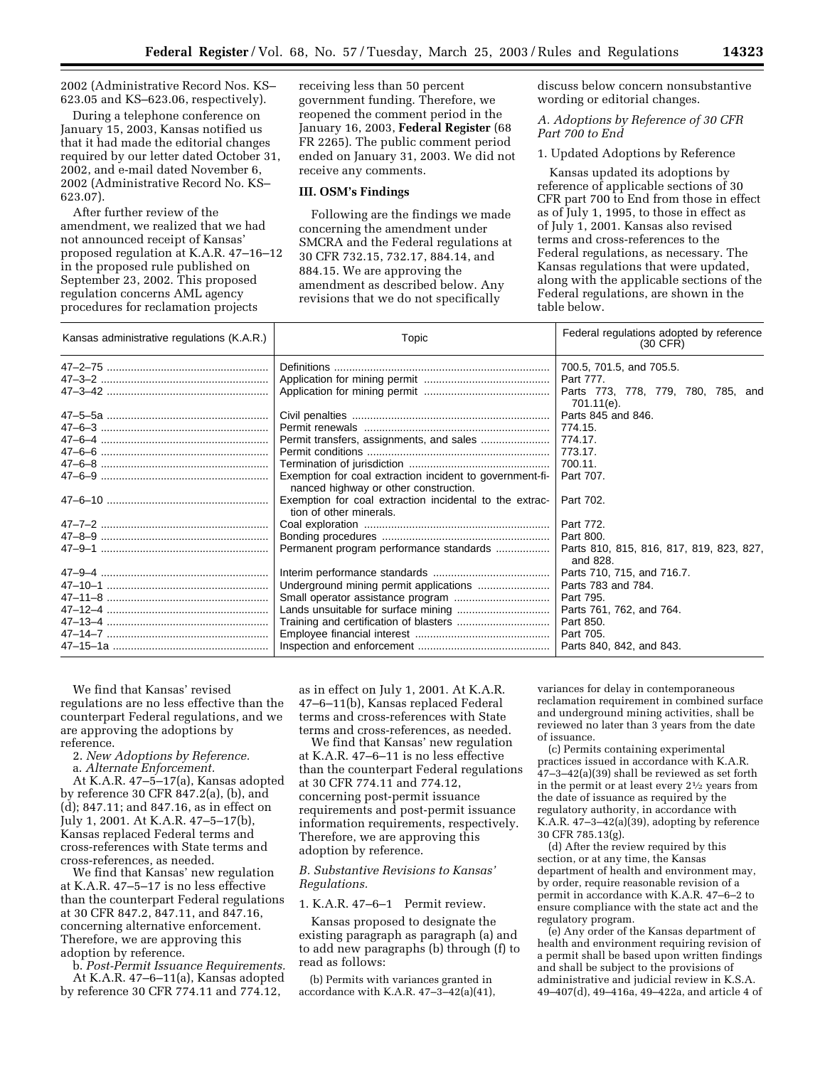2002 (Administrative Record Nos. KS–623.05 and KS–623.06, respectively).

During a telephone conference on January 15, 2003, Kansas notified us that it had made the editorial changes required by our letter dated October 31, 2002, and e-mail dated November 6, 2002 (Administrative Record No. KS–623.07).

After further review of the amendment, we realized that we had not announced receipt of Kansas' proposed regulation at K.A.R. 47–16–12 in the proposed rule published on September 23, 2002. This proposed regulation concerns AML agency procedures for reclamation projects receiving less than 50 percent government funding. Therefore, we reopened the comment period in the January 16, 2003, **Federal Register** (68 FR 2265). The public comment period ended on January 31, 2003. We did not receive any comments.

## III. OSM's Findings

Following are the findings we made concerning the amendment under SMCRA and the Federal regulations at 30 CFR 732.15, 732.17, 884.14, and 884.15. We are approving the amendment as described below. Any revisions that we do not specifically discuss below concern nonsubstantive wording or editorial changes.

### A. Adoptions by Reference of 30 CFR Part 700 to End

1. Updated Adoptions by Reference

Kansas updated its adoptions by reference of applicable sections of 30 CFR part 700 to End from those in effect as of July 1, 1995, to those in effect as of July 1, 2001. Kansas also revised terms and cross-references to the Federal regulations, as necessary. The Kansas regulations that were updated, along with the applicable sections of the Federal regulations, are shown in the table below.

| Kansas administrative regulations (K.A.R.) | Topic | Federal regulations adopted by reference (30 CFR) |
|---|---|---|
| 47–2–75 | Definitions | 700.5, 701.5, and 705.5. |
| 47–3–2 | Application for mining permit | Part 777. |
| 47–3–42 | Application for mining permit | Parts 773, 778, 779, 780, 785, and 701.11(e). |
| 47–5–5a | Civil penalties | Parts 845 and 846. |
| 47–6–3 | Permit renewals | 774.15. |
| 47–6–4 | Permit transfers, assignments, and sales | 774.17. |
| 47–6–6 | Permit conditions | 773.17. |
| 47–6–8 | Termination of jurisdiction | 700.11. |
| 47–6–9 | Exemption for coal extraction incident to government-financed highway or other construction. | Part 707. |
| 47–6–10 | Exemption for coal extraction incidental to the extraction of other minerals. | Part 702. |
| 47–7–2 | Coal exploration | Part 772. |
| 47–8–9 | Bonding procedures | Part 800. |
| 47–9–1 | Permanent program performance standards | Parts 810, 815, 816, 817, 819, 823, 827, and 828. |
| 47–9–4 | Interim performance standards | Parts 710, 715, and 716.7. |
| 47–10–1 | Underground mining permit applications | Parts 783 and 784. |
| 47–11–8 | Small operator assistance program | Part 795. |
| 47–12–4 | Lands unsuitable for surface mining | Parts 761, 762, and 764. |
| 47–13–4 | Training and certification of blasters | Part 850. |
| 47–14–7 | Employee financial interest | Part 705. |
| 47–15–1a | Inspection and enforcement | Parts 840, 842, and 843. |

We find that Kansas' revised regulations are no less effective than the counterpart Federal regulations, and we are approving the adoptions by reference.

2. *New Adoptions by Reference.*

a. *Alternate Enforcement.*

At K.A.R. 47–5–17(a), Kansas adopted by reference 30 CFR 847.2(a), (b), and (d); 847.11; and 847.16, as in effect on July 1, 2001. At K.A.R. 47–5–17(b), Kansas replaced Federal terms and cross-references with State terms and cross-references, as needed.

We find that Kansas' new regulation at K.A.R. 47–5–17 is no less effective than the counterpart Federal regulations at 30 CFR 847.2, 847.11, and 847.16, concerning alternative enforcement. Therefore, we are approving this adoption by reference.

b. *Post-Permit Issuance Requirements.*

At K.A.R. 47–6–11(a), Kansas adopted by reference 30 CFR 774.11 and 774.12, as in effect on July 1, 2001. At K.A.R. 47–6–11(b), Kansas replaced Federal terms and cross-references with State terms and cross-references, as needed.

We find that Kansas' new regulation at K.A.R. 47–6–11 is no less effective than the counterpart Federal regulations at 30 CFR 774.11 and 774.12, concerning post-permit issuance requirements and post-permit issuance information requirements, respectively. Therefore, we are approving this adoption by reference.

### B. Substantive Revisions to Kansas' Regulations.

1. K.A.R. 47–6–1 Permit review.

Kansas proposed to designate the existing paragraph as paragraph (a) and to add new paragraphs (b) through (f) to read as follows:

(b) Permits with variances granted in accordance with K.A.R. 47–3–42(a)(41), variances for delay in contemporaneous reclamation requirement in combined surface and underground mining activities, shall be reviewed no later than 3 years from the date of issuance.

(c) Permits containing experimental practices issued in accordance with K.A.R. 47–3–42(a)(39) shall be reviewed as set forth in the permit or at least every 2½ years from the date of issuance as required by the regulatory authority, in accordance with K.A.R. 47–3–42(a)(39), adopting by reference 30 CFR 785.13(g).

(d) After the review required by this section, or at any time, the Kansas department of health and environment may, by order, require reasonable revision of a permit in accordance with K.A.R. 47–6–2 to ensure compliance with the state act and the regulatory program.

(e) Any order of the Kansas department of health and environment requiring revision of a permit shall be based upon written findings and shall be subject to the provisions of administrative and judicial review in K.S.A. 49–407(d), 49–416a, 49–422a, and article 4 of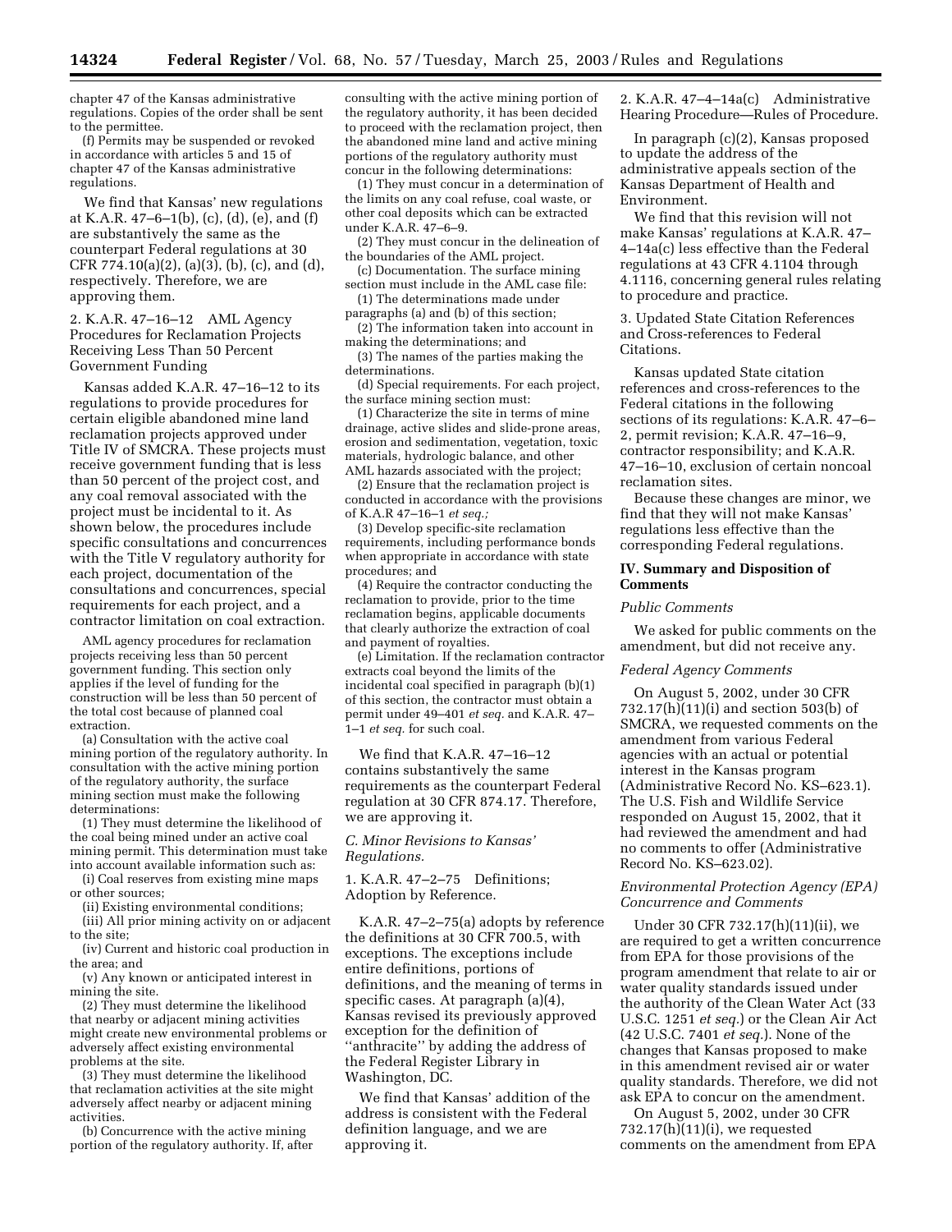chapter 47 of the Kansas administrative regulations. Copies of the order shall be sent to the permittee.

(f) Permits may be suspended or revoked in accordance with articles 5 and 15 of chapter 47 of the Kansas administrative regulations.

We find that Kansas' new regulations at K.A.R. 47–6–1(b), (c), (d), (e), and (f) are substantively the same as the counterpart Federal regulations at 30 CFR 774.10(a)(2), (a)(3), (b), (c), and (d), respectively. Therefore, we are approving them.

2. K.A.R. 47–16–12 AML Agency Procedures for Reclamation Projects Receiving Less Than 50 Percent Government Funding

Kansas added K.A.R. 47–16–12 to its regulations to provide procedures for certain eligible abandoned mine land reclamation projects approved under Title IV of SMCRA. These projects must receive government funding that is less than 50 percent of the project cost, and any coal removal associated with the project must be incidental to it. As shown below, the procedures include specific consultations and concurrences with the Title V regulatory authority for each project, documentation of the consultations and concurrences, special requirements for each project, and a contractor limitation on coal extraction.

AML agency procedures for reclamation projects receiving less than 50 percent government funding. This section only applies if the level of funding for the construction will be less than 50 percent of the total cost because of planned coal extraction.

(a) Consultation with the active coal mining portion of the regulatory authority. In consultation with the active mining portion of the regulatory authority, the surface mining section must make the following determinations:

(1) They must determine the likelihood of the coal being mined under an active coal mining permit. This determination must take into account available information such as:

(i) Coal reserves from existing mine maps or other sources;

(ii) Existing environmental conditions;

(iii) All prior mining activity on or adjacent to the site;

(iv) Current and historic coal production in the area; and

(v) Any known or anticipated interest in mining the site.

(2) They must determine the likelihood that nearby or adjacent mining activities might create new environmental problems or adversely affect existing environmental problems at the site.

(3) They must determine the likelihood that reclamation activities at the site might adversely affect nearby or adjacent mining activities.

(b) Concurrence with the active mining portion of the regulatory authority. If, after consulting with the active mining portion of the regulatory authority, it has been decided to proceed with the reclamation project, then the abandoned mine land and active mining portions of the regulatory authority must concur in the following determinations:

(1) They must concur in a determination of the limits on any coal refuse, coal waste, or other coal deposits which can be extracted under K.A.R. 47–6–9.

(2) They must concur in the delineation of the boundaries of the AML project.

(c) Documentation. The surface mining section must include in the AML case file:

(1) The determinations made under paragraphs (a) and (b) of this section;

(2) The information taken into account in making the determinations; and

(3) The names of the parties making the determinations.

(d) Special requirements. For each project, the surface mining section must:

(1) Characterize the site in terms of mine drainage, active slides and slide-prone areas, erosion and sedimentation, vegetation, toxic materials, hydrologic balance, and other AML hazards associated with the project;

(2) Ensure that the reclamation project is conducted in accordance with the provisions of K.A.R 47–16–1 *et seq.;*

(3) Develop specific-site reclamation requirements, including performance bonds when appropriate in accordance with state procedures; and

(4) Require the contractor conducting the reclamation to provide, prior to the time reclamation begins, applicable documents that clearly authorize the extraction of coal and payment of royalties.

(e) Limitation. If the reclamation contractor extracts coal beyond the limits of the incidental coal specified in paragraph (b)(1) of this section, the contractor must obtain a permit under 49–401 *et seq.* and K.A.R. 47–1–1 *et seq.* for such coal.

We find that K.A.R. 47–16–12 contains substantively the same requirements as the counterpart Federal regulation at 30 CFR 874.17. Therefore, we are approving it.

### *C. Minor Revisions to Kansas' Regulations.*

1. K.A.R. 47–2–75 Definitions; Adoption by Reference.

K.A.R. 47–2–75(a) adopts by reference the definitions at 30 CFR 700.5, with exceptions. The exceptions include entire definitions, portions of definitions, and the meaning of terms in specific cases. At paragraph (a)(4), Kansas revised its previously approved exception for the definition of ''anthracite'' by adding the address of the Federal Register Library in Washington, DC.

We find that Kansas' addition of the address is consistent with the Federal definition language, and we are approving it.

2. K.A.R. 47–4–14a(c) Administrative Hearing Procedure—Rules of Procedure.

In paragraph (c)(2), Kansas proposed to update the address of the administrative appeals section of the Kansas Department of Health and Environment.

We find that this revision will not make Kansas' regulations at K.A.R. 47–4–14a(c) less effective than the Federal regulations at 43 CFR 4.1104 through 4.1116, concerning general rules relating to procedure and practice.

3. Updated State Citation References and Cross-references to Federal Citations.

Kansas updated State citation references and cross-references to the Federal citations in the following sections of its regulations: K.A.R. 47–6–2, permit revision; K.A.R. 47–16–9, contractor responsibility; and K.A.R. 47–16–10, exclusion of certain noncoal reclamation sites.

Because these changes are minor, we find that they will not make Kansas' regulations less effective than the corresponding Federal regulations.

## IV. Summary and Disposition of Comments

### *Public Comments*

We asked for public comments on the amendment, but did not receive any.

### *Federal Agency Comments*

On August 5, 2002, under 30 CFR 732.17(h)(11)(i) and section 503(b) of SMCRA, we requested comments on the amendment from various Federal agencies with an actual or potential interest in the Kansas program (Administrative Record No. KS–623.1). The U.S. Fish and Wildlife Service responded on August 15, 2002, that it had reviewed the amendment and had no comments to offer (Administrative Record No. KS–623.02).

### *Environmental Protection Agency (EPA) Concurrence and Comments*

Under 30 CFR 732.17(h)(11)(ii), we are required to get a written concurrence from EPA for those provisions of the program amendment that relate to air or water quality standards issued under the authority of the Clean Water Act (33 U.S.C. 1251 *et seq.*) or the Clean Air Act (42 U.S.C. 7401 *et seq.*). None of the changes that Kansas proposed to make in this amendment revised air or water quality standards. Therefore, we did not ask EPA to concur on the amendment.

On August 5, 2002, under 30 CFR 732.17(h)(11)(i), we requested comments on the amendment from EPA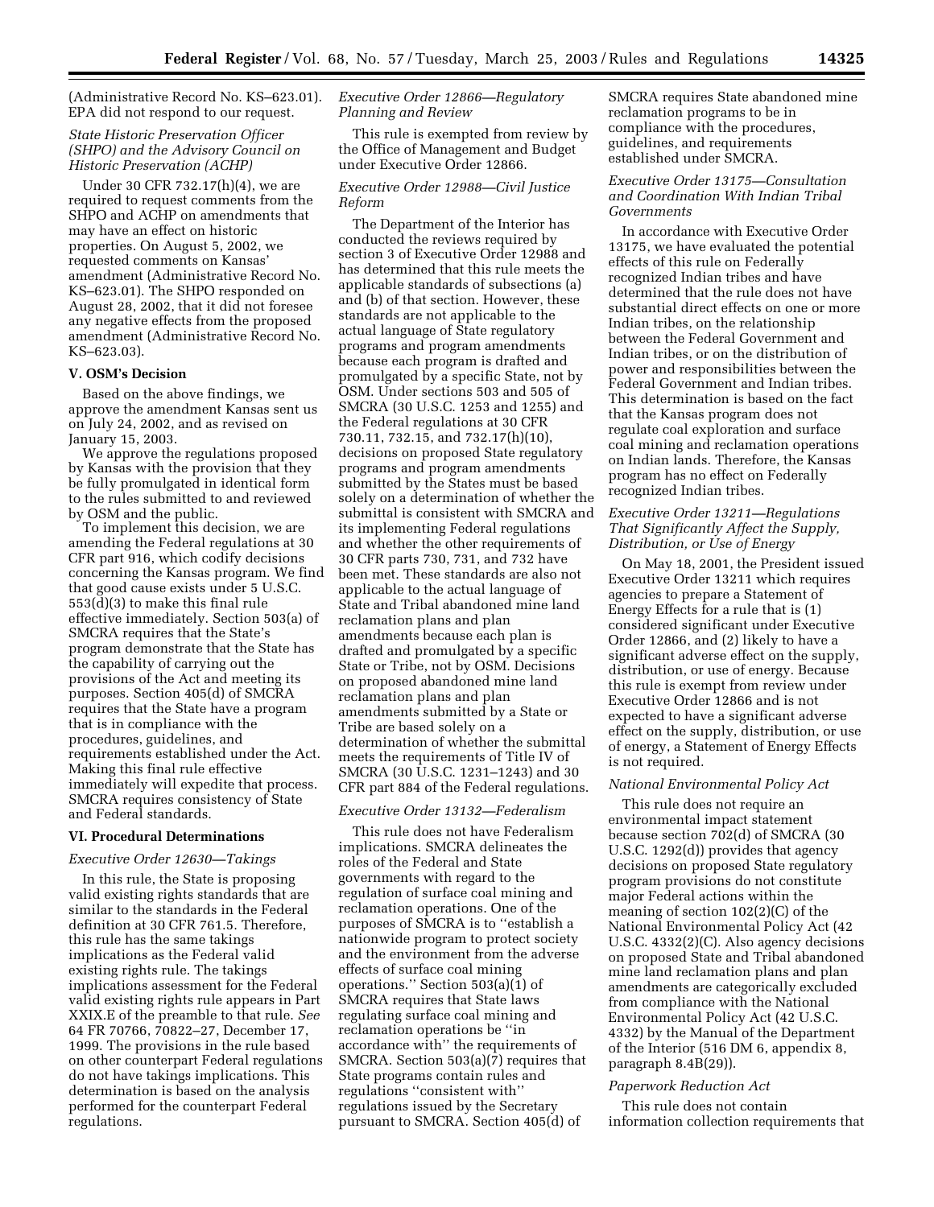(Administrative Record No. KS–623.01). EPA did not respond to our request.

*State Historic Preservation Officer (SHPO) and the Advisory Council on Historic Preservation (ACHP)*

Under 30 CFR 732.17(h)(4), we are required to request comments from the SHPO and ACHP on amendments that may have an effect on historic properties. On August 5, 2002, we requested comments on Kansas' amendment (Administrative Record No. KS–623.01). The SHPO responded on August 28, 2002, that it did not foresee any negative effects from the proposed amendment (Administrative Record No. KS–623.03).

**V. OSM's Decision**

Based on the above findings, we approve the amendment Kansas sent us on July 24, 2002, and as revised on January 15, 2003.

We approve the regulations proposed by Kansas with the provision that they be fully promulgated in identical form to the rules submitted to and reviewed by OSM and the public.

To implement this decision, we are amending the Federal regulations at 30 CFR part 916, which codify decisions concerning the Kansas program. We find that good cause exists under 5 U.S.C. 553(d)(3) to make this final rule effective immediately. Section 503(a) of SMCRA requires that the State's program demonstrate that the State has the capability of carrying out the provisions of the Act and meeting its purposes. Section 405(d) of SMCRA requires that the State have a program that is in compliance with the procedures, guidelines, and requirements established under the Act. Making this final rule effective immediately will expedite that process. SMCRA requires consistency of State and Federal standards.

**VI. Procedural Determinations**

*Executive Order 12630—Takings*

In this rule, the State is proposing valid existing rights standards that are similar to the standards in the Federal definition at 30 CFR 761.5. Therefore, this rule has the same takings implications as the Federal valid existing rights rule. The takings implications assessment for the Federal valid existing rights rule appears in Part XXIX.E of the preamble to that rule. *See* 64 FR 70766, 70822–27, December 17, 1999. The provisions in the rule based on other counterpart Federal regulations do not have takings implications. This determination is based on the analysis performed for the counterpart Federal regulations.

*Executive Order 12866—Regulatory Planning and Review*

This rule is exempted from review by the Office of Management and Budget under Executive Order 12866.

*Executive Order 12988—Civil Justice Reform*

The Department of the Interior has conducted the reviews required by section 3 of Executive Order 12988 and has determined that this rule meets the applicable standards of subsections (a) and (b) of that section. However, these standards are not applicable to the actual language of State regulatory programs and program amendments because each program is drafted and promulgated by a specific State, not by OSM. Under sections 503 and 505 of SMCRA (30 U.S.C. 1253 and 1255) and the Federal regulations at 30 CFR 730.11, 732.15, and 732.17(h)(10), decisions on proposed State regulatory programs and program amendments submitted by the States must be based solely on a determination of whether the submittal is consistent with SMCRA and its implementing Federal regulations and whether the other requirements of 30 CFR parts 730, 731, and 732 have been met. These standards are also not applicable to the actual language of State and Tribal abandoned mine land reclamation plans and plan amendments because each plan is drafted and promulgated by a specific State or Tribe, not by OSM. Decisions on proposed abandoned mine land reclamation plans and plan amendments submitted by a State or Tribe are based solely on a determination of whether the submittal meets the requirements of Title IV of SMCRA (30 U.S.C. 1231–1243) and 30 CFR part 884 of the Federal regulations.

*Executive Order 13132—Federalism*

This rule does not have Federalism implications. SMCRA delineates the roles of the Federal and State governments with regard to the regulation of surface coal mining and reclamation operations. One of the purposes of SMCRA is to "establish a nationwide program to protect society and the environment from the adverse effects of surface coal mining operations." Section 503(a)(1) of SMCRA requires that State laws regulating surface coal mining and reclamation operations be "in accordance with" the requirements of SMCRA. Section 503(a)(7) requires that State programs contain rules and regulations "consistent with" regulations issued by the Secretary pursuant to SMCRA. Section 405(d) of SMCRA requires State abandoned mine reclamation programs to be in compliance with the procedures, guidelines, and requirements established under SMCRA.

*Executive Order 13175—Consultation and Coordination With Indian Tribal Governments*

In accordance with Executive Order 13175, we have evaluated the potential effects of this rule on Federally recognized Indian tribes and have determined that the rule does not have substantial direct effects on one or more Indian tribes, on the relationship between the Federal Government and Indian tribes, or on the distribution of power and responsibilities between the Federal Government and Indian tribes. This determination is based on the fact that the Kansas program does not regulate coal exploration and surface coal mining and reclamation operations on Indian lands. Therefore, the Kansas program has no effect on Federally recognized Indian tribes.

*Executive Order 13211—Regulations That Significantly Affect the Supply, Distribution, or Use of Energy*

On May 18, 2001, the President issued Executive Order 13211 which requires agencies to prepare a Statement of Energy Effects for a rule that is (1) considered significant under Executive Order 12866, and (2) likely to have a significant adverse effect on the supply, distribution, or use of energy. Because this rule is exempt from review under Executive Order 12866 and is not expected to have a significant adverse effect on the supply, distribution, or use of energy, a Statement of Energy Effects is not required.

*National Environmental Policy Act*

This rule does not require an environmental impact statement because section 702(d) of SMCRA (30 U.S.C. 1292(d)) provides that agency decisions on proposed State regulatory program provisions do not constitute major Federal actions within the meaning of section 102(2)(C) of the National Environmental Policy Act (42 U.S.C. 4332(2)(C). Also agency decisions on proposed State and Tribal abandoned mine land reclamation plans and plan amendments are categorically excluded from compliance with the National Environmental Policy Act (42 U.S.C. 4332) by the Manual of the Department of the Interior (516 DM 6, appendix 8, paragraph 8.4B(29)).

*Paperwork Reduction Act*

This rule does not contain information collection requirements that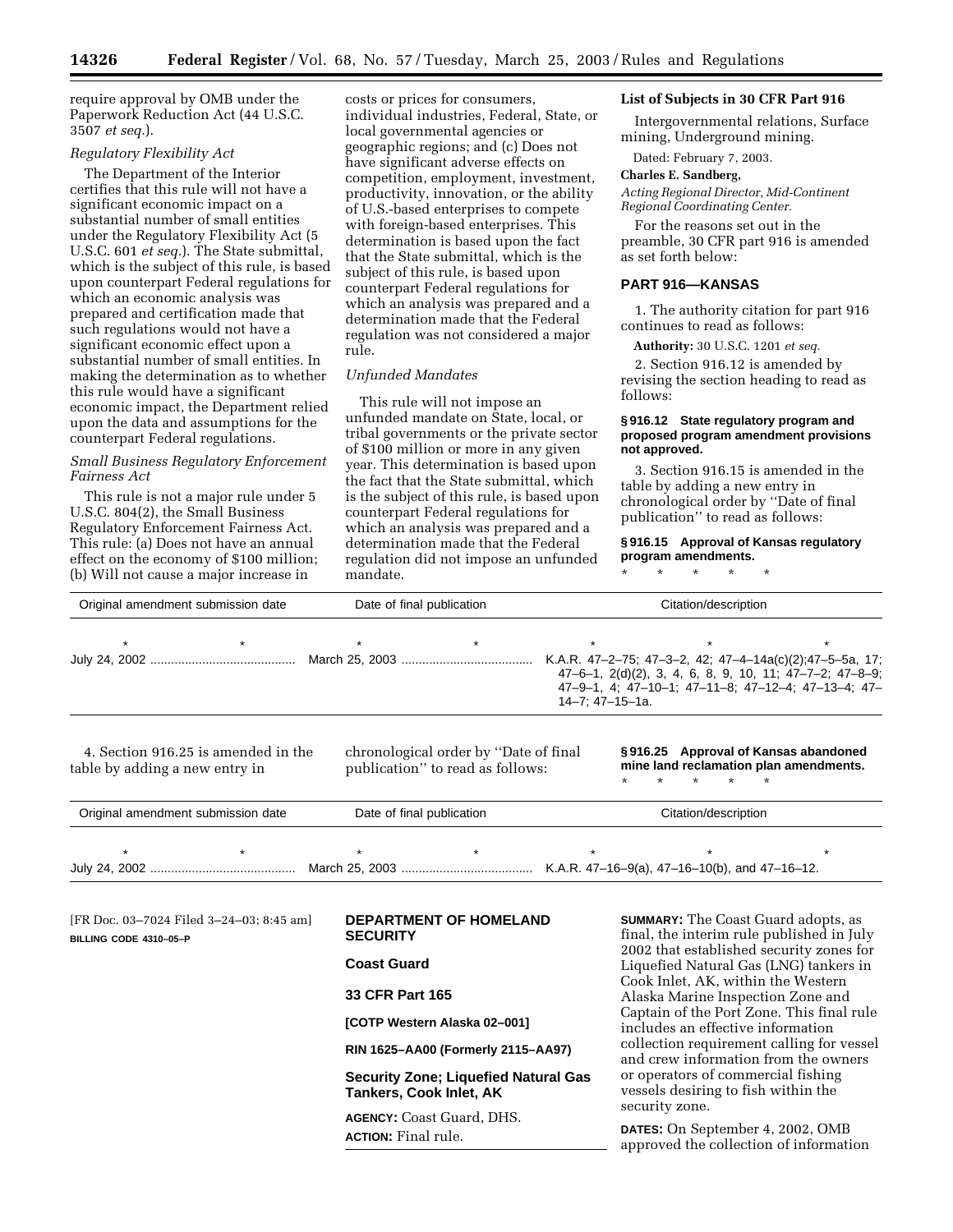require approval by OMB under the Paperwork Reduction Act (44 U.S.C. 3507 *et seq.*).

*Regulatory Flexibility Act*

The Department of the Interior certifies that this rule will not have a significant economic impact on a substantial number of small entities under the Regulatory Flexibility Act (5 U.S.C. 601 *et seq.*). The State submittal, which is the subject of this rule, is based upon counterpart Federal regulations for which an economic analysis was prepared and certification made that such regulations would not have a significant economic effect upon a substantial number of small entities. In making the determination as to whether this rule would have a significant economic impact, the Department relied upon the data and assumptions for the counterpart Federal regulations.

*Small Business Regulatory Enforcement Fairness Act*

This rule is not a major rule under 5 U.S.C. 804(2), the Small Business Regulatory Enforcement Fairness Act. This rule: (a) Does not have an annual effect on the economy of $100 million; (b) Will not cause a major increase in costs or prices for consumers, individual industries, Federal, State, or local governmental agencies or geographic regions; and (c) Does not have significant adverse effects on competition, employment, investment, productivity, innovation, or the ability of U.S.-based enterprises to compete with foreign-based enterprises. This determination is based upon the fact that the State submittal, which is the subject of this rule, is based upon counterpart Federal regulations for which an analysis was prepared and a determination made that the Federal regulation was not considered a major rule.

*Unfunded Mandates*

This rule will not impose an unfunded mandate on State, local, or tribal governments or the private sector of $100 million or more in any given year. This determination is based upon the fact that the State submittal, which is the subject of this rule, is based upon counterpart Federal regulations for which an analysis was prepared and a determination made that the Federal regulation did not impose an unfunded mandate.

**List of Subjects in 30 CFR Part 916**

Intergovernmental relations, Surface mining, Underground mining.

Dated: February 7, 2003.

**Charles E. Sandberg,**

*Acting Regional Director, Mid-Continent Regional Coordinating Center.*

For the reasons set out in the preamble, 30 CFR part 916 is amended as set forth below:

## PART 916—KANSAS

1. The authority citation for part 916 continues to read as follows:

**Authority:** 30 U.S.C. 1201 *et seq.*

2. Section 916.12 is amended by revising the section heading to read as follows:

**§ 916.12 State regulatory program and proposed program amendment provisions not approved.**

3. Section 916.15 is amended in the table by adding a new entry in chronological order by ''Date of final publication'' to read as follows:

**§ 916.15 Approval of Kansas regulatory program amendments.**

\* \* \* \* \*

| Original amendment submission date | Date of final publication | Citation/description |
|---|---|---|
| * * | * * | * * * |
| July 24, 2002 .......................................... | March 25, 2003 ...................................... | K.A.R. 47–2–75; 47–3–2, 42; 47–4–14a(c)(2);47–5–5a, 17; 47–6–1, 2(d)(2), 3, 4, 6, 8, 9, 10, 11; 47–7–2; 47–8–9; 47–9–1, 4; 47–10–1; 47–11–8; 47–12–4; 47–13–4; 47–14–7; 47–15–1a. |

4. Section 916.25 is amended in the table by adding a new entry in chronological order by ''Date of final publication'' to read as follows:

**§ 916.25 Approval of Kansas abandoned mine land reclamation plan amendments.**

\* \* \* \* \*

| Original amendment submission date | Date of final publication | Citation/description |
|---|---|---|
| * * | * * | * * * |
| July 24, 2002 .......................................... | March 25, 2003 ...................................... | K.A.R. 47–16–9(a), 47–16–10(b), and 47–16–12. |

[FR Doc. 03–7024 Filed 3–24–03; 8:45 am]

**BILLING CODE 4310–05–P**

## DEPARTMENT OF HOMELAND SECURITY

### Coast Guard

### 33 CFR Part 165

**[COTP Western Alaska 02–001]**

**RIN 1625–AA00 (Formerly 2115–AA97)**

### Security Zone; Liquefied Natural Gas Tankers, Cook Inlet, AK

**AGENCY:** Coast Guard, DHS.

**ACTION:** Final rule.

**SUMMARY:** The Coast Guard adopts, as final, the interim rule published in July 2002 that established security zones for Liquefied Natural Gas (LNG) tankers in Cook Inlet, AK, within the Western Alaska Marine Inspection Zone and Captain of the Port Zone. This final rule includes an effective information collection requirement calling for vessel and crew information from the owners or operators of commercial fishing vessels desiring to fish within the security zone.

**DATES:** On September 4, 2002, OMB approved the collection of information